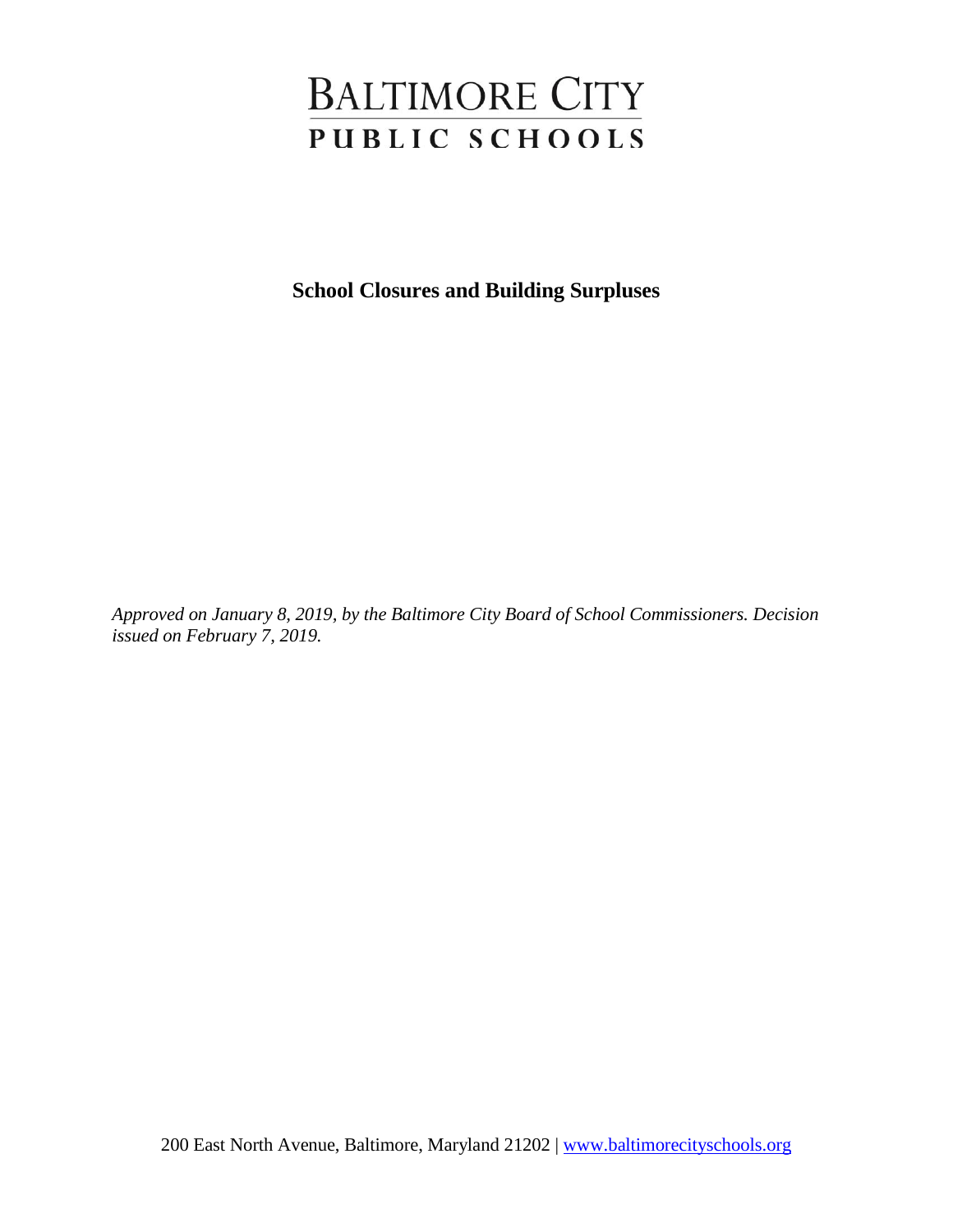# BALTIMORE CITY
## PUBLIC SCHOOLS

**School Closures and Building Surpluses**

*Approved on January 8, 2019, by the Baltimore City Board of School Commissioners. Decision issued on February 7, 2019.*

200 East North Avenue, Baltimore, Maryland 21202 | www.baltimorecityschools.org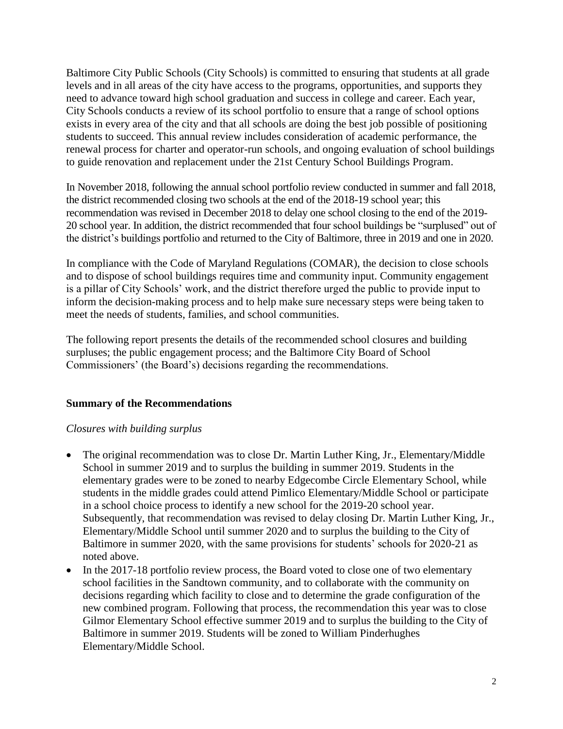Baltimore City Public Schools (City Schools) is committed to ensuring that students at all grade levels and in all areas of the city have access to the programs, opportunities, and supports they need to advance toward high school graduation and success in college and career. Each year, City Schools conducts a review of its school portfolio to ensure that a range of school options exists in every area of the city and that all schools are doing the best job possible of positioning students to succeed. This annual review includes consideration of academic performance, the renewal process for charter and operator-run schools, and ongoing evaluation of school buildings to guide renovation and replacement under the 21st Century School Buildings Program.

In November 2018, following the annual school portfolio review conducted in summer and fall 2018, the district recommended closing two schools at the end of the 2018-19 school year; this recommendation was revised in December 2018 to delay one school closing to the end of the 2019-20 school year. In addition, the district recommended that four school buildings be "surplused" out of the district's buildings portfolio and returned to the City of Baltimore, three in 2019 and one in 2020.

In compliance with the Code of Maryland Regulations (COMAR), the decision to close schools and to dispose of school buildings requires time and community input. Community engagement is a pillar of City Schools' work, and the district therefore urged the public to provide input to inform the decision-making process and to help make sure necessary steps were being taken to meet the needs of students, families, and school communities.

The following report presents the details of the recommended school closures and building surpluses; the public engagement process; and the Baltimore City Board of School Commissioners' (the Board's) decisions regarding the recommendations.

## Summary of the Recommendations

*Closures with building surplus*

- The original recommendation was to close Dr. Martin Luther King, Jr., Elementary/Middle School in summer 2019 and to surplus the building in summer 2019. Students in the elementary grades were to be zoned to nearby Edgecombe Circle Elementary School, while students in the middle grades could attend Pimlico Elementary/Middle School or participate in a school choice process to identify a new school for the 2019-20 school year. Subsequently, that recommendation was revised to delay closing Dr. Martin Luther King, Jr., Elementary/Middle School until summer 2020 and to surplus the building to the City of Baltimore in summer 2020, with the same provisions for students' schools for 2020-21 as noted above.
- In the 2017-18 portfolio review process, the Board voted to close one of two elementary school facilities in the Sandtown community, and to collaborate with the community on decisions regarding which facility to close and to determine the grade configuration of the new combined program. Following that process, the recommendation this year was to close Gilmor Elementary School effective summer 2019 and to surplus the building to the City of Baltimore in summer 2019. Students will be zoned to William Pinderhughes Elementary/Middle School.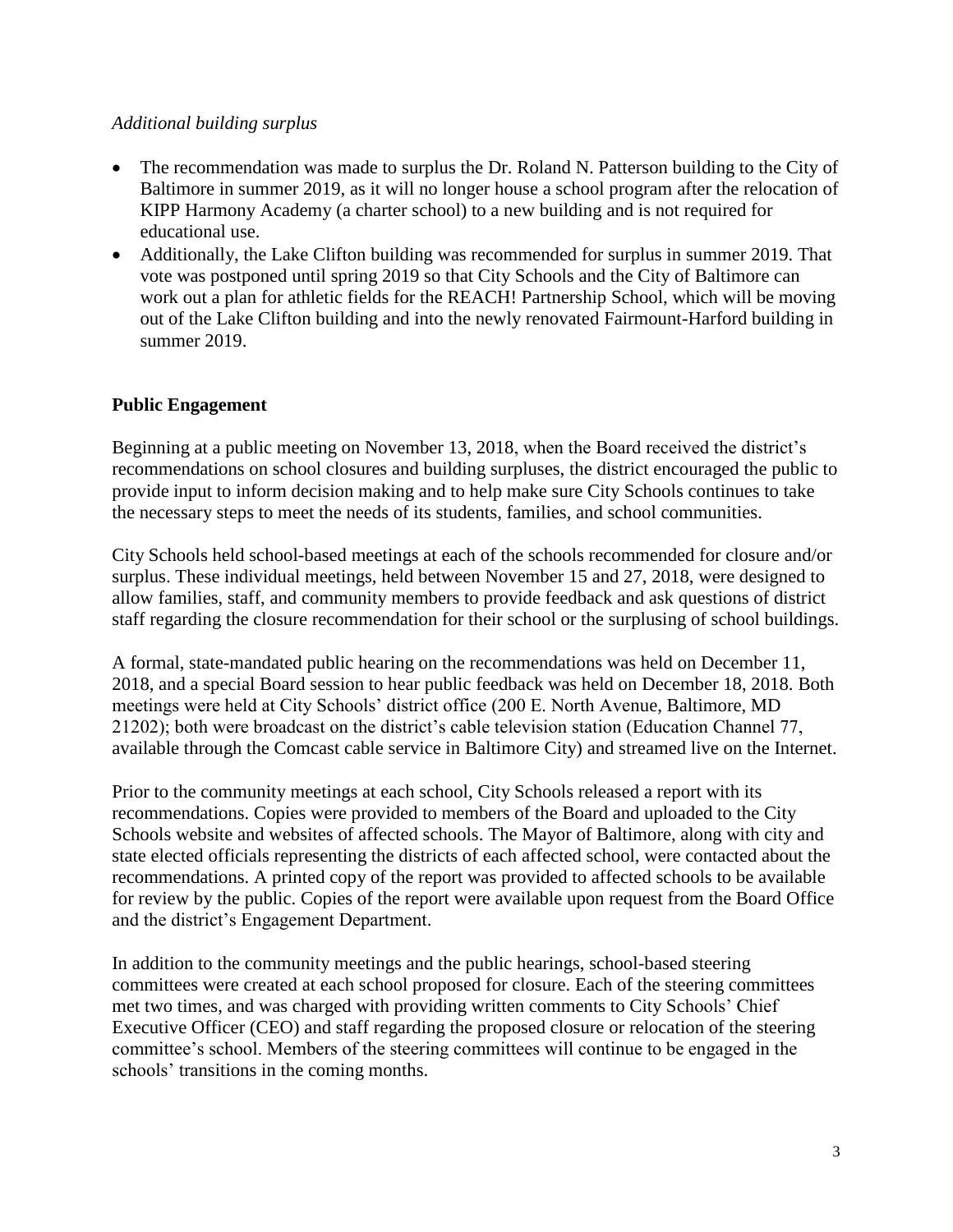*Additional building surplus*

- The recommendation was made to surplus the Dr. Roland N. Patterson building to the City of Baltimore in summer 2019, as it will no longer house a school program after the relocation of KIPP Harmony Academy (a charter school) to a new building and is not required for educational use.
- Additionally, the Lake Clifton building was recommended for surplus in summer 2019. That vote was postponed until spring 2019 so that City Schools and the City of Baltimore can work out a plan for athletic fields for the REACH! Partnership School, which will be moving out of the Lake Clifton building and into the newly renovated Fairmount-Harford building in summer 2019.

**Public Engagement**

Beginning at a public meeting on November 13, 2018, when the Board received the district's recommendations on school closures and building surpluses, the district encouraged the public to provide input to inform decision making and to help make sure City Schools continues to take the necessary steps to meet the needs of its students, families, and school communities.

City Schools held school-based meetings at each of the schools recommended for closure and/or surplus. These individual meetings, held between November 15 and 27, 2018, were designed to allow families, staff, and community members to provide feedback and ask questions of district staff regarding the closure recommendation for their school or the surplusing of school buildings.

A formal, state-mandated public hearing on the recommendations was held on December 11, 2018, and a special Board session to hear public feedback was held on December 18, 2018. Both meetings were held at City Schools' district office (200 E. North Avenue, Baltimore, MD 21202); both were broadcast on the district's cable television station (Education Channel 77, available through the Comcast cable service in Baltimore City) and streamed live on the Internet.

Prior to the community meetings at each school, City Schools released a report with its recommendations. Copies were provided to members of the Board and uploaded to the City Schools website and websites of affected schools. The Mayor of Baltimore, along with city and state elected officials representing the districts of each affected school, were contacted about the recommendations. A printed copy of the report was provided to affected schools to be available for review by the public. Copies of the report were available upon request from the Board Office and the district's Engagement Department.

In addition to the community meetings and the public hearings, school-based steering committees were created at each school proposed for closure. Each of the steering committees met two times, and was charged with providing written comments to City Schools' Chief Executive Officer (CEO) and staff regarding the proposed closure or relocation of the steering committee's school. Members of the steering committees will continue to be engaged in the schools' transitions in the coming months.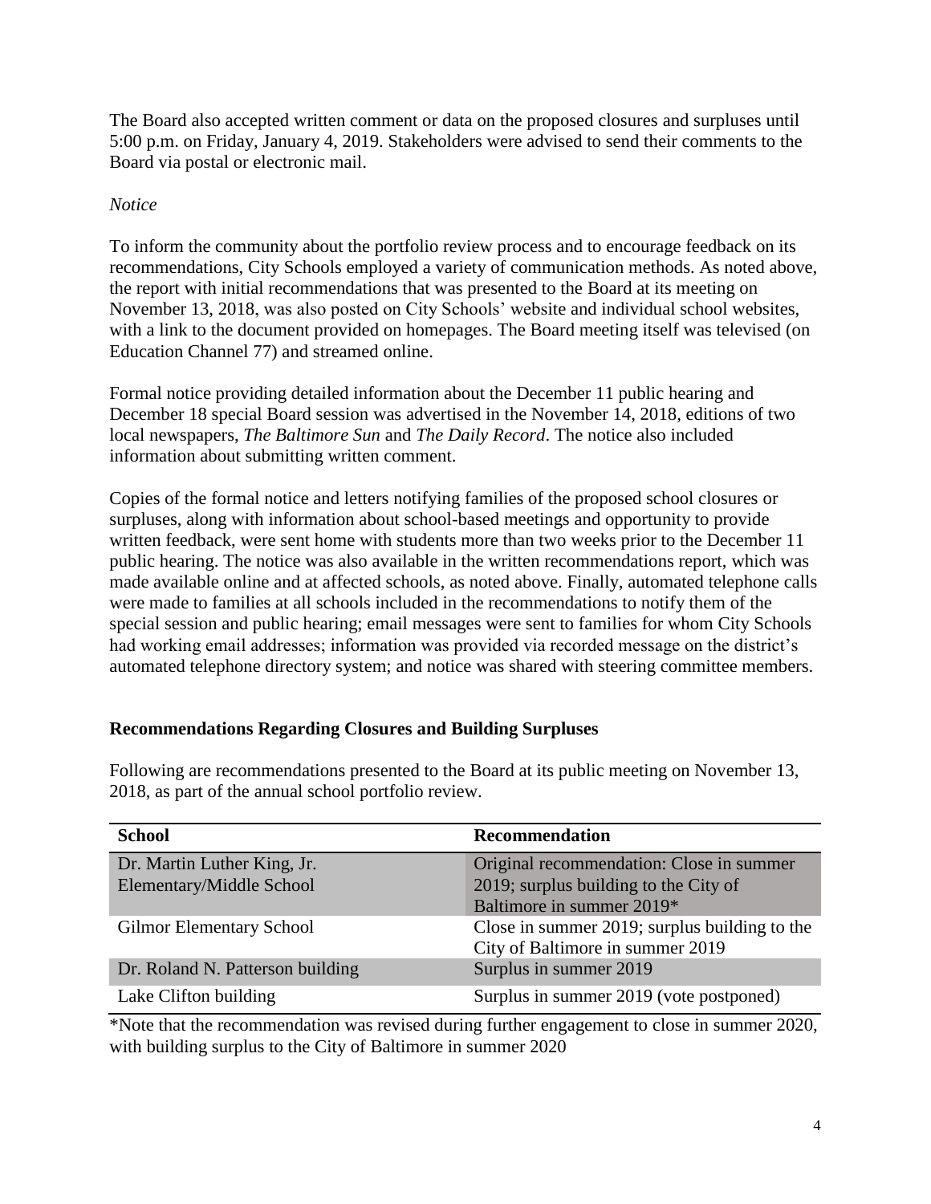The Board also accepted written comment or data on the proposed closures and surpluses until 5:00 p.m. on Friday, January 4, 2019. Stakeholders were advised to send their comments to the Board via postal or electronic mail.

*Notice*

To inform the community about the portfolio review process and to encourage feedback on its recommendations, City Schools employed a variety of communication methods. As noted above, the report with initial recommendations that was presented to the Board at its meeting on November 13, 2018, was also posted on City Schools' website and individual school websites, with a link to the document provided on homepages. The Board meeting itself was televised (on Education Channel 77) and streamed online.

Formal notice providing detailed information about the December 11 public hearing and December 18 special Board session was advertised in the November 14, 2018, editions of two local newspapers, *The Baltimore Sun* and *The Daily Record*. The notice also included information about submitting written comment.

Copies of the formal notice and letters notifying families of the proposed school closures or surpluses, along with information about school-based meetings and opportunity to provide written feedback, were sent home with students more than two weeks prior to the December 11 public hearing. The notice was also available in the written recommendations report, which was made available online and at affected schools, as noted above. Finally, automated telephone calls were made to families at all schools included in the recommendations to notify them of the special session and public hearing; email messages were sent to families for whom City Schools had working email addresses; information was provided via recorded message on the district's automated telephone directory system; and notice was shared with steering committee members.

## Recommendations Regarding Closures and Building Surpluses

Following are recommendations presented to the Board at its public meeting on November 13, 2018, as part of the annual school portfolio review.

| School | Recommendation |
|---|---|
| Dr. Martin Luther King, Jr. Elementary/Middle School | Original recommendation: Close in summer 2019; surplus building to the City of Baltimore in summer 2019* |
| Gilmor Elementary School | Close in summer 2019; surplus building to the City of Baltimore in summer 2019 |
| Dr. Roland N. Patterson building | Surplus in summer 2019 |
| Lake Clifton building | Surplus in summer 2019 (vote postponed) |

*Note that the recommendation was revised during further engagement to close in summer 2020, with building surplus to the City of Baltimore in summer 2020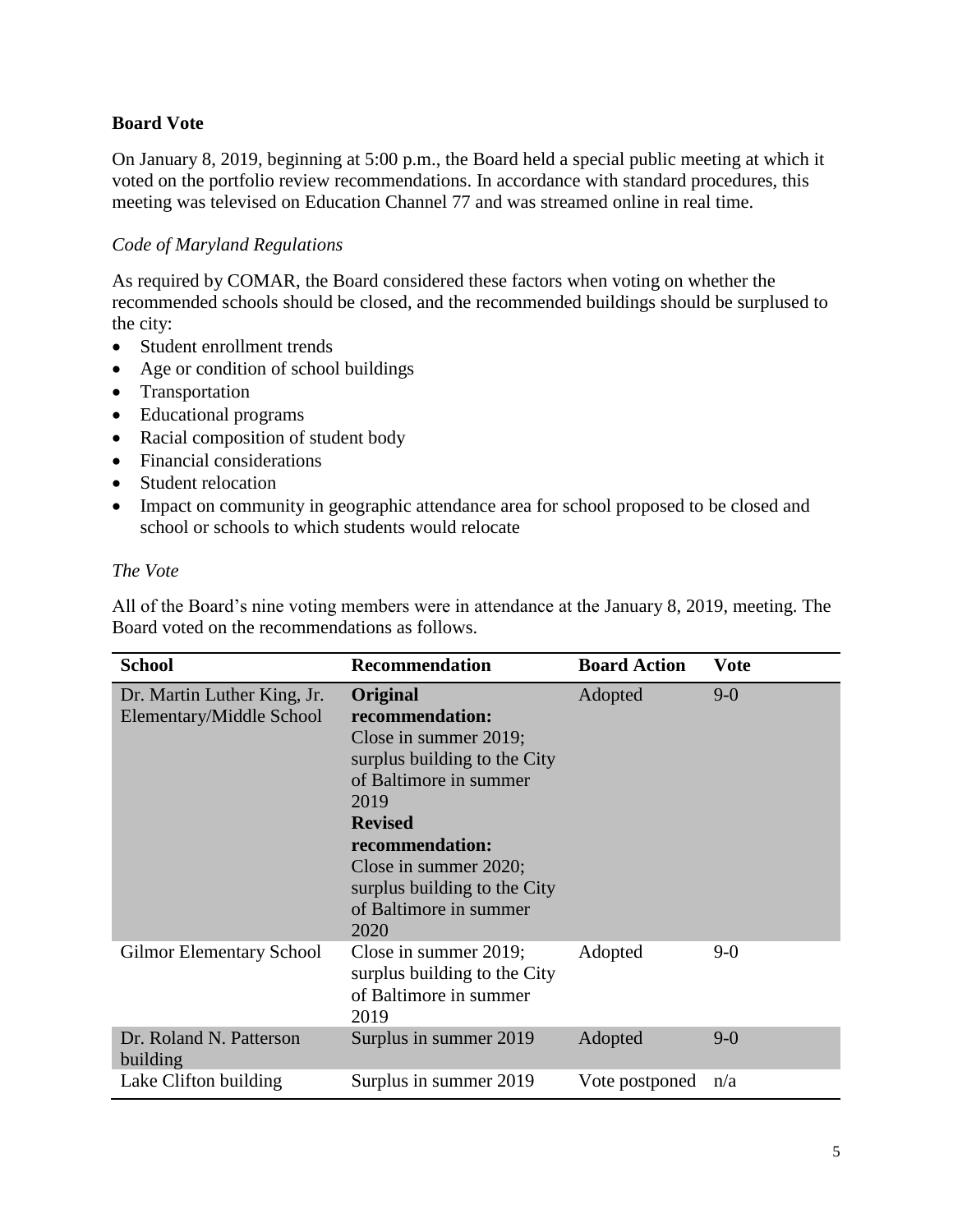## Board Vote

On January 8, 2019, beginning at 5:00 p.m., the Board held a special public meeting at which it voted on the portfolio review recommendations. In accordance with standard procedures, this meeting was televised on Education Channel 77 and was streamed online in real time.

### *Code of Maryland Regulations*

As required by COMAR, the Board considered these factors when voting on whether the recommended schools should be closed, and the recommended buildings should be surplused to the city:

- Student enrollment trends
- Age or condition of school buildings
- Transportation
- Educational programs
- Racial composition of student body
- Financial considerations
- Student relocation
- Impact on community in geographic attendance area for school proposed to be closed and school or schools to which students would relocate

### *The Vote*

All of the Board's nine voting members were in attendance at the January 8, 2019, meeting. The Board voted on the recommendations as follows.

| School | Recommendation | Board Action | Vote |
|---|---|---|---|
| Dr. Martin Luther King, Jr. Elementary/Middle School | **Original recommendation:** Close in summer 2019; surplus building to the City of Baltimore in summer 2019 **Revised recommendation:** Close in summer 2020; surplus building to the City of Baltimore in summer 2020 | Adopted | 9-0 |
| Gilmor Elementary School | Close in summer 2019; surplus building to the City of Baltimore in summer 2019 | Adopted | 9-0 |
| Dr. Roland N. Patterson building | Surplus in summer 2019 | Adopted | 9-0 |
| Lake Clifton building | Surplus in summer 2019 | Vote postponed | n/a |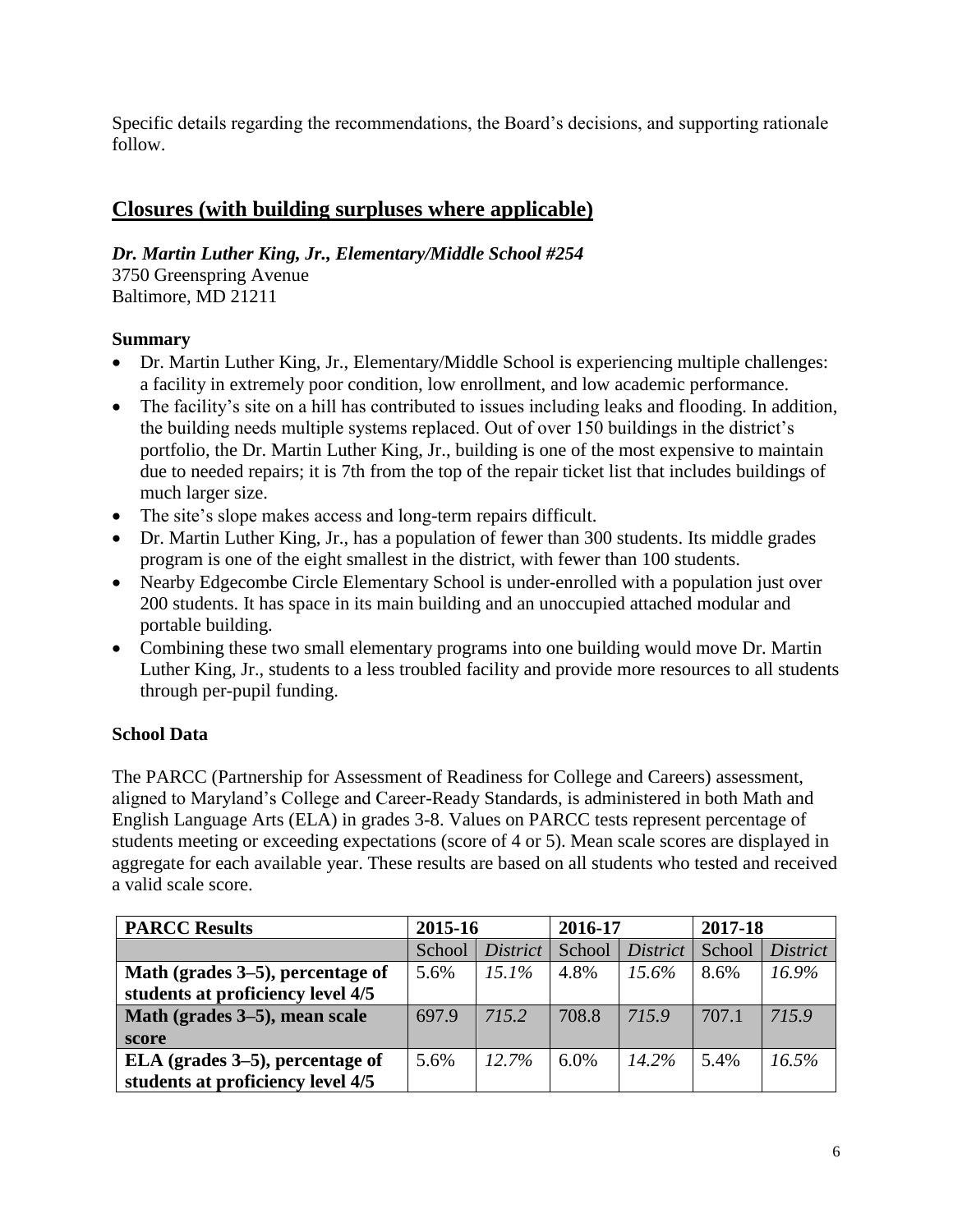Specific details regarding the recommendations, the Board's decisions, and supporting rationale follow.

## Closures (with building surpluses where applicable)

***Dr. Martin Luther King, Jr., Elementary/Middle School #254***
3750 Greenspring Avenue
Baltimore, MD 21211

### Summary

- Dr. Martin Luther King, Jr., Elementary/Middle School is experiencing multiple challenges: a facility in extremely poor condition, low enrollment, and low academic performance.
- The facility's site on a hill has contributed to issues including leaks and flooding. In addition, the building needs multiple systems replaced. Out of over 150 buildings in the district's portfolio, the Dr. Martin Luther King, Jr., building is one of the most expensive to maintain due to needed repairs; it is 7th from the top of the repair ticket list that includes buildings of much larger size.
- The site's slope makes access and long-term repairs difficult.
- Dr. Martin Luther King, Jr., has a population of fewer than 300 students. Its middle grades program is one of the eight smallest in the district, with fewer than 100 students.
- Nearby Edgecombe Circle Elementary School is under-enrolled with a population just over 200 students. It has space in its main building and an unoccupied attached modular and portable building.
- Combining these two small elementary programs into one building would move Dr. Martin Luther King, Jr., students to a less troubled facility and provide more resources to all students through per-pupil funding.

### School Data

The PARCC (Partnership for Assessment of Readiness for College and Careers) assessment, aligned to Maryland's College and Career-Ready Standards, is administered in both Math and English Language Arts (ELA) in grades 3-8. Values on PARCC tests represent percentage of students meeting or exceeding expectations (score of 4 or 5). Mean scale scores are displayed in aggregate for each available year. These results are based on all students who tested and received a valid scale score.

| PARCC Results | 2015-16 | | 2016-17 | | 2017-18 | |
|---|---|---|---|---|---|---|
| | School | *District* | School | *District* | School | *District* |
| **Math (grades 3–5), percentage of students at proficiency level 4/5** | 5.6% | *15.1%* | 4.8% | *15.6%* | 8.6% | *16.9%* |
| **Math (grades 3–5), mean scale score** | 697.9 | *715.2* | 708.8 | *715.9* | 707.1 | *715.9* |
| **ELA (grades 3–5), percentage of students at proficiency level 4/5** | 5.6% | *12.7%* | 6.0% | *14.2%* | 5.4% | *16.5%* |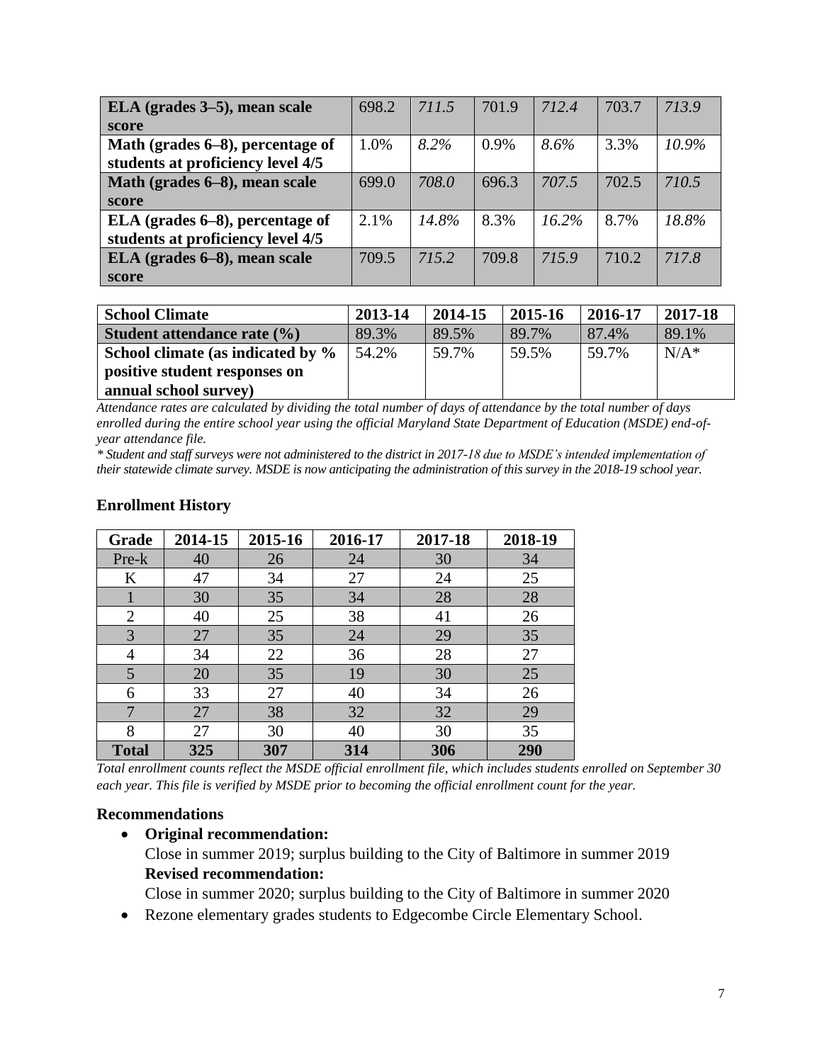| | | | | | | |
|---|---|---|---|---|---|---|
| **ELA (grades 3–5), mean scale score** | 698.2 | *711.5* | 701.9 | *712.4* | 703.7 | *713.9* |
| **Math (grades 6–8), percentage of students at proficiency level 4/5** | 1.0% | *8.2%* | 0.9% | *8.6%* | 3.3% | *10.9%* |
| **Math (grades 6–8), mean scale score** | 699.0 | *708.0* | 696.3 | *707.5* | 702.5 | *710.5* |
| **ELA (grades 6–8), percentage of students at proficiency level 4/5** | 2.1% | *14.8%* | 8.3% | *16.2%* | 8.7% | *18.8%* |
| **ELA (grades 6–8), mean scale score** | 709.5 | *715.2* | 709.8 | *715.9* | 710.2 | *717.8* |

| **School Climate** | **2013-14** | **2014-15** | **2015-16** | **2016-17** | **2017-18** |
|---|---|---|---|---|---|
| **Student attendance rate (%)** | 89.3% | 89.5% | 89.7% | 87.4% | 89.1% |
| **School climate (as indicated by % positive student responses on annual school survey)** | 54.2% | 59.7% | 59.5% | 59.7% | N/A* |

*Attendance rates are calculated by dividing the total number of days of attendance by the total number of days enrolled during the entire school year using the official Maryland State Department of Education (MSDE) end-of-year attendance file.*

*\* Student and staff surveys were not administered to the district in 2017-18 due to MSDE's intended implementation of their statewide climate survey. MSDE is now anticipating the administration of this survey in the 2018-19 school year.*

### Enrollment History

| Grade | 2014-15 | 2015-16 | 2016-17 | 2017-18 | 2018-19 |
|---|---|---|---|---|---|
| Pre-k | 40 | 26 | 24 | 30 | 34 |
| K | 47 | 34 | 27 | 24 | 25 |
| 1 | 30 | 35 | 34 | 28 | 28 |
| 2 | 40 | 25 | 38 | 41 | 26 |
| 3 | 27 | 35 | 24 | 29 | 35 |
| 4 | 34 | 22 | 36 | 28 | 27 |
| 5 | 20 | 35 | 19 | 30 | 25 |
| 6 | 33 | 27 | 40 | 34 | 26 |
| 7 | 27 | 38 | 32 | 32 | 29 |
| 8 | 27 | 30 | 40 | 30 | 35 |
| **Total** | **325** | **307** | **314** | **306** | **290** |

*Total enrollment counts reflect the MSDE official enrollment file, which includes students enrolled on September 30 each year. This file is verified by MSDE prior to becoming the official enrollment count for the year.*

### Recommendations

- **Original recommendation:**
  Close in summer 2019; surplus building to the City of Baltimore in summer 2019
  **Revised recommendation:**
  Close in summer 2020; surplus building to the City of Baltimore in summer 2020
- Rezone elementary grades students to Edgecombe Circle Elementary School.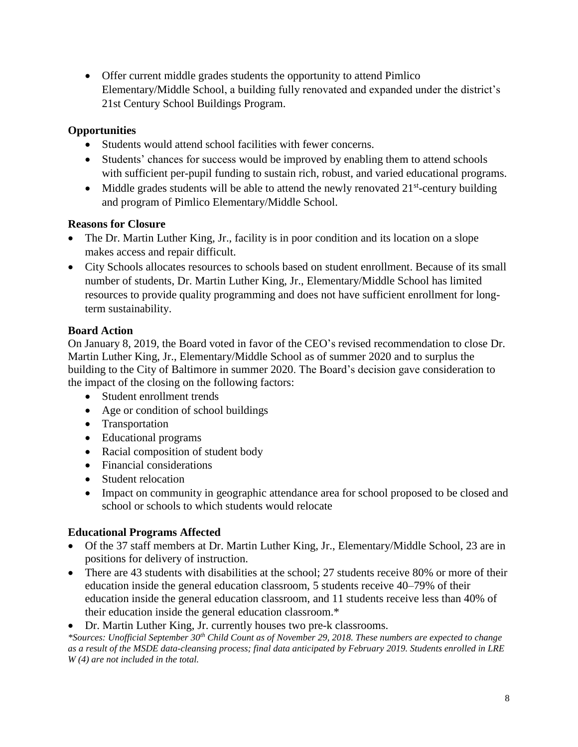- Offer current middle grades students the opportunity to attend Pimlico Elementary/Middle School, a building fully renovated and expanded under the district's 21st Century School Buildings Program.

**Opportunities**

- Students would attend school facilities with fewer concerns.
- Students' chances for success would be improved by enabling them to attend schools with sufficient per-pupil funding to sustain rich, robust, and varied educational programs.
- Middle grades students will be able to attend the newly renovated 21st-century building and program of Pimlico Elementary/Middle School.

**Reasons for Closure**

- The Dr. Martin Luther King, Jr., facility is in poor condition and its location on a slope makes access and repair difficult.
- City Schools allocates resources to schools based on student enrollment. Because of its small number of students, Dr. Martin Luther King, Jr., Elementary/Middle School has limited resources to provide quality programming and does not have sufficient enrollment for long-term sustainability.

**Board Action**

On January 8, 2019, the Board voted in favor of the CEO's revised recommendation to close Dr. Martin Luther King, Jr., Elementary/Middle School as of summer 2020 and to surplus the building to the City of Baltimore in summer 2020. The Board's decision gave consideration to the impact of the closing on the following factors:

- Student enrollment trends
- Age or condition of school buildings
- Transportation
- Educational programs
- Racial composition of student body
- Financial considerations
- Student relocation
- Impact on community in geographic attendance area for school proposed to be closed and school or schools to which students would relocate

**Educational Programs Affected**

- Of the 37 staff members at Dr. Martin Luther King, Jr., Elementary/Middle School, 23 are in positions for delivery of instruction.
- There are 43 students with disabilities at the school; 27 students receive 80% or more of their education inside the general education classroom, 5 students receive 40–79% of their education inside the general education classroom, and 11 students receive less than 40% of their education inside the general education classroom.*
- Dr. Martin Luther King, Jr. currently houses two pre-k classrooms.

*\*Sources: Unofficial September 30th Child Count as of November 29, 2018. These numbers are expected to change as a result of the MSDE data-cleansing process; final data anticipated by February 2019. Students enrolled in LRE W (4) are not included in the total.*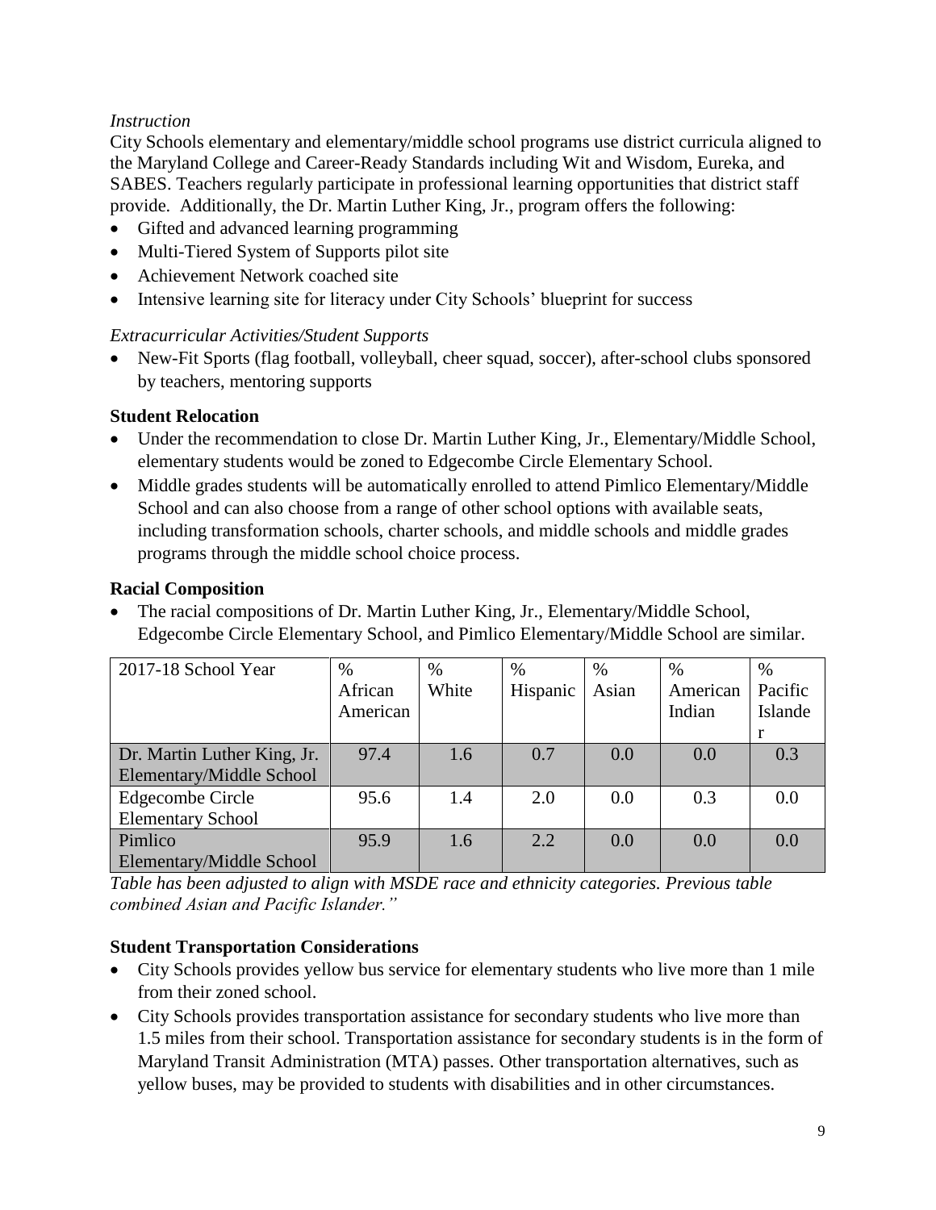*Instruction*

City Schools elementary and elementary/middle school programs use district curricula aligned to the Maryland College and Career-Ready Standards including Wit and Wisdom, Eureka, and SABES. Teachers regularly participate in professional learning opportunities that district staff provide. Additionally, the Dr. Martin Luther King, Jr., program offers the following:

- Gifted and advanced learning programming
- Multi-Tiered System of Supports pilot site
- Achievement Network coached site
- Intensive learning site for literacy under City Schools' blueprint for success

*Extracurricular Activities/Student Supports*

- New-Fit Sports (flag football, volleyball, cheer squad, soccer), after-school clubs sponsored by teachers, mentoring supports

**Student Relocation**

- Under the recommendation to close Dr. Martin Luther King, Jr., Elementary/Middle School, elementary students would be zoned to Edgecombe Circle Elementary School.
- Middle grades students will be automatically enrolled to attend Pimlico Elementary/Middle School and can also choose from a range of other school options with available seats, including transformation schools, charter schools, and middle schools and middle grades programs through the middle school choice process.

**Racial Composition**

- The racial compositions of Dr. Martin Luther King, Jr., Elementary/Middle School, Edgecombe Circle Elementary School, and Pimlico Elementary/Middle School are similar.

| 2017-18 School Year | % African American | % White | % Hispanic | % Asian | % American Indian | % Pacific Islander |
|---|---|---|---|---|---|---|
| Dr. Martin Luther King, Jr. Elementary/Middle School | 97.4 | 1.6 | 0.7 | 0.0 | 0.0 | 0.3 |
| Edgecombe Circle Elementary School | 95.6 | 1.4 | 2.0 | 0.0 | 0.3 | 0.0 |
| Pimlico Elementary/Middle School | 95.9 | 1.6 | 2.2 | 0.0 | 0.0 | 0.0 |

*Table has been adjusted to align with MSDE race and ethnicity categories. Previous table combined Asian and Pacific Islander."*

**Student Transportation Considerations**

- City Schools provides yellow bus service for elementary students who live more than 1 mile from their zoned school.
- City Schools provides transportation assistance for secondary students who live more than 1.5 miles from their school. Transportation assistance for secondary students is in the form of Maryland Transit Administration (MTA) passes. Other transportation alternatives, such as yellow buses, may be provided to students with disabilities and in other circumstances.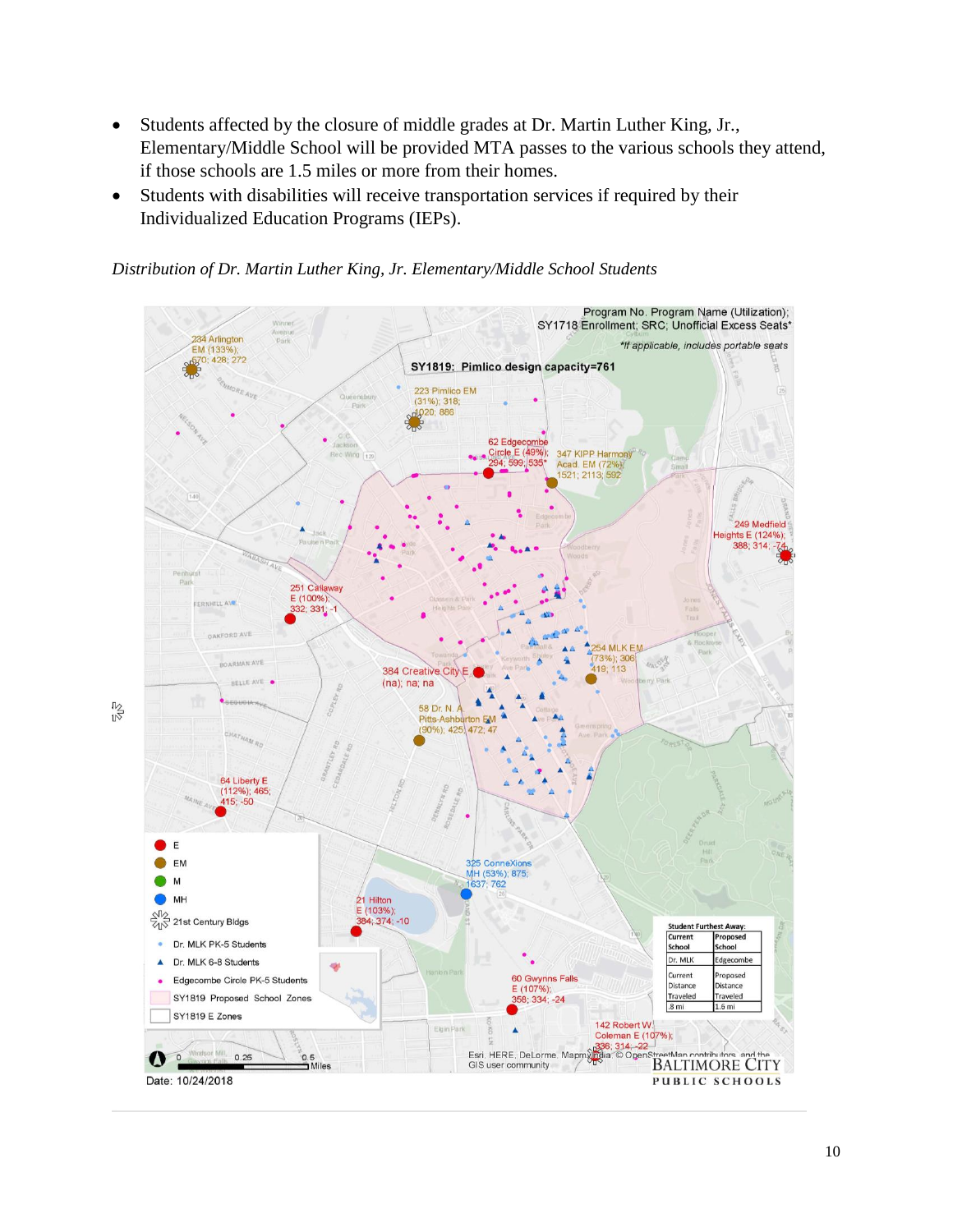- Students affected by the closure of middle grades at Dr. Martin Luther King, Jr., Elementary/Middle School will be provided MTA passes to the various schools they attend, if those schools are 1.5 miles or more from their homes.
- Students with disabilities will receive transportation services if required by their Individualized Education Programs (IEPs).

*Distribution of Dr. Martin Luther King, Jr. Elementary/Middle School Students*

Program No. Program Name (Utilization); SY1718 Enrollment; SRC; Unofficial Excess Seats*

*If applicable, includes portable seats

**SY1819: Pimlico design capacity=761**

234 Arlington EM (133%); 570; 428; 272

223 Pimlico EM (31%); 318; 1020; 886

62 Edgecombe Circle E (49%); 294; 599; 535*

347 KIPP Harmony Acad. EM (72%); 1521; 2113; 592

249 Medfield Heights E (124%); 388; 314; -74

251 Callaway E (100%); 332; 331; -1

254 MLK EM (73%); 306; 419; 113

384 Creative City E (na); na; na

58 Dr. N. A. Pitts-Ashburton EM (90%); 425; 472; 47

64 Liberty E (112%); 465; 415; -50

325 ConneXions MH (53%); 875; 1637; 762

21 Hilton E (103%); 384; 374; -10

60 Gwynns Falls E (107%); 358; 334; -24

142 Robert W. Coleman E (107%); 336; 314; -22

Legend: E; EM; M; MH; 21st Century Bldgs; Dr. MLK PK-5 Students; Dr. MLK 6-8 Students; Edgecombe Circle PK-5 Students; SY1819 Proposed School Zones; SY1819 E Zones

Student Furthest Away:

| Current School | Proposed School |
|---|---|
| Dr. MLK | Edgecombe |
| Current Distance Traveled | Proposed Distance Traveled |
| .8 mi | 1.6 mi |

Date: 10/24/2018

BALTIMORE CITY PUBLIC SCHOOLS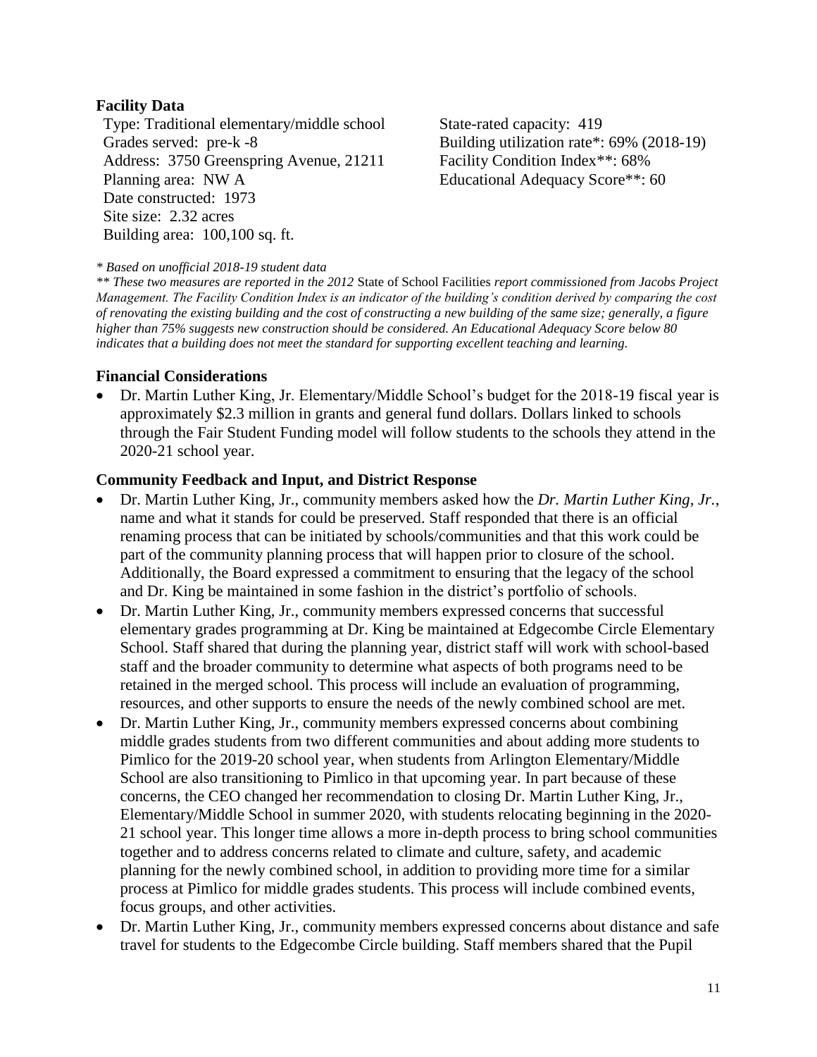**Facility Data**

Type: Traditional elementary/middle school
Grades served: pre-k -8
Address: 3750 Greenspring Avenue, 21211
Planning area: NW A
Date constructed: 1973
Site size: 2.32 acres
Building area: 100,100 sq. ft.

State-rated capacity: 419
Building utilization rate*: 69% (2018-19)
Facility Condition Index**: 68%
Educational Adequacy Score**: 60

*\* Based on unofficial 2018-19 student data*

*\*\* These two measures are reported in the 2012* State of School Facilities *report commissioned from Jacobs Project Management. The Facility Condition Index is an indicator of the building's condition derived by comparing the cost of renovating the existing building and the cost of constructing a new building of the same size; generally, a figure higher than 75% suggests new construction should be considered. An Educational Adequacy Score below 80 indicates that a building does not meet the standard for supporting excellent teaching and learning.*

**Financial Considerations**

- Dr. Martin Luther King, Jr. Elementary/Middle School's budget for the 2018-19 fiscal year is approximately $2.3 million in grants and general fund dollars. Dollars linked to schools through the Fair Student Funding model will follow students to the schools they attend in the 2020-21 school year.

**Community Feedback and Input, and District Response**

- Dr. Martin Luther King, Jr., community members asked how the *Dr. Martin Luther King, Jr.*, name and what it stands for could be preserved. Staff responded that there is an official renaming process that can be initiated by schools/communities and that this work could be part of the community planning process that will happen prior to closure of the school. Additionally, the Board expressed a commitment to ensuring that the legacy of the school and Dr. King be maintained in some fashion in the district's portfolio of schools.
- Dr. Martin Luther King, Jr., community members expressed concerns that successful elementary grades programming at Dr. King be maintained at Edgecombe Circle Elementary School. Staff shared that during the planning year, district staff will work with school-based staff and the broader community to determine what aspects of both programs need to be retained in the merged school. This process will include an evaluation of programming, resources, and other supports to ensure the needs of the newly combined school are met.
- Dr. Martin Luther King, Jr., community members expressed concerns about combining middle grades students from two different communities and about adding more students to Pimlico for the 2019-20 school year, when students from Arlington Elementary/Middle School are also transitioning to Pimlico in that upcoming year. In part because of these concerns, the CEO changed her recommendation to closing Dr. Martin Luther King, Jr., Elementary/Middle School in summer 2020, with students relocating beginning in the 2020-21 school year. This longer time allows a more in-depth process to bring school communities together and to address concerns related to climate and culture, safety, and academic planning for the newly combined school, in addition to providing more time for a similar process at Pimlico for middle grades students. This process will include combined events, focus groups, and other activities.
- Dr. Martin Luther King, Jr., community members expressed concerns about distance and safe travel for students to the Edgecombe Circle building. Staff members shared that the Pupil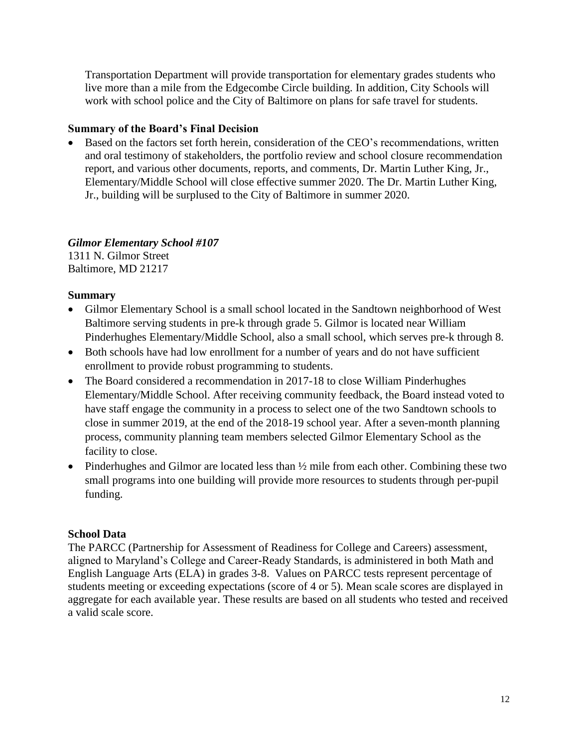Transportation Department will provide transportation for elementary grades students who live more than a mile from the Edgecombe Circle building. In addition, City Schools will work with school police and the City of Baltimore on plans for safe travel for students.

### Summary of the Board's Final Decision

- Based on the factors set forth herein, consideration of the CEO's recommendations, written and oral testimony of stakeholders, the portfolio review and school closure recommendation report, and various other documents, reports, and comments, Dr. Martin Luther King, Jr., Elementary/Middle School will close effective summer 2020. The Dr. Martin Luther King, Jr., building will be surplused to the City of Baltimore in summer 2020.

## *Gilmor Elementary School #107*

1311 N. Gilmor Street
Baltimore, MD 21217

### Summary

- Gilmor Elementary School is a small school located in the Sandtown neighborhood of West Baltimore serving students in pre-k through grade 5. Gilmor is located near William Pinderhughes Elementary/Middle School, also a small school, which serves pre-k through 8.
- Both schools have had low enrollment for a number of years and do not have sufficient enrollment to provide robust programming to students.
- The Board considered a recommendation in 2017-18 to close William Pinderhughes Elementary/Middle School. After receiving community feedback, the Board instead voted to have staff engage the community in a process to select one of the two Sandtown schools to close in summer 2019, at the end of the 2018-19 school year. After a seven-month planning process, community planning team members selected Gilmor Elementary School as the facility to close.
- Pinderhughes and Gilmor are located less than ½ mile from each other. Combining these two small programs into one building will provide more resources to students through per-pupil funding.

### School Data

The PARCC (Partnership for Assessment of Readiness for College and Careers) assessment, aligned to Maryland's College and Career-Ready Standards, is administered in both Math and English Language Arts (ELA) in grades 3-8. Values on PARCC tests represent percentage of students meeting or exceeding expectations (score of 4 or 5). Mean scale scores are displayed in aggregate for each available year. These results are based on all students who tested and received a valid scale score.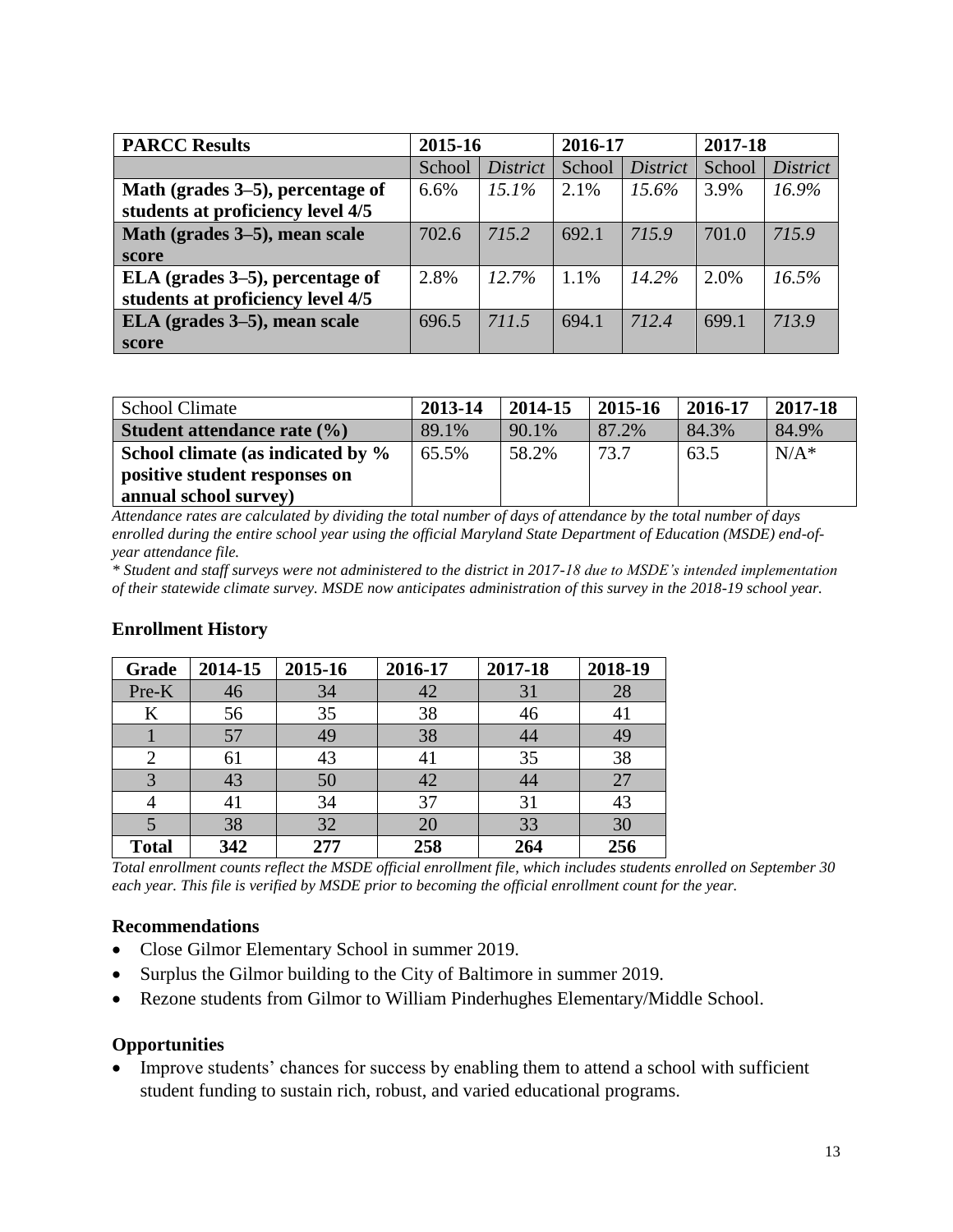| **PARCC Results** | **2015-16** | | **2016-17** | | **2017-18** | |
|---|---|---|---|---|---|---|
| | School | *District* | School | *District* | School | *District* |
| **Math (grades 3–5), percentage of students at proficiency level 4/5** | 6.6% | *15.1%* | 2.1% | *15.6%* | 3.9% | *16.9%* |
| **Math (grades 3–5), mean scale score** | 702.6 | *715.2* | 692.1 | *715.9* | 701.0 | *715.9* |
| **ELA (grades 3–5), percentage of students at proficiency level 4/5** | 2.8% | *12.7%* | 1.1% | *14.2%* | 2.0% | *16.5%* |
| **ELA (grades 3–5), mean scale score** | 696.5 | *711.5* | 694.1 | *712.4* | 699.1 | *713.9* |

| School Climate | **2013-14** | **2014-15** | **2015-16** | **2016-17** | **2017-18** |
|---|---|---|---|---|---|
| **Student attendance rate (%)** | 89.1% | 90.1% | 87.2% | 84.3% | 84.9% |
| **School climate (as indicated by % positive student responses on annual school survey)** | 65.5% | 58.2% | 73.7 | 63.5 | N/A* |

*Attendance rates are calculated by dividing the total number of days of attendance by the total number of days enrolled during the entire school year using the official Maryland State Department of Education (MSDE) end-of-year attendance file.*

*\* Student and staff surveys were not administered to the district in 2017-18 due to MSDE's intended implementation of their statewide climate survey. MSDE now anticipates administration of this survey in the 2018-19 school year.*

### Enrollment History

| Grade | 2014-15 | 2015-16 | 2016-17 | 2017-18 | 2018-19 |
|---|---|---|---|---|---|
| Pre-K | 46 | 34 | 42 | 31 | 28 |
| K | 56 | 35 | 38 | 46 | 41 |
| 1 | 57 | 49 | 38 | 44 | 49 |
| 2 | 61 | 43 | 41 | 35 | 38 |
| 3 | 43 | 50 | 42 | 44 | 27 |
| 4 | 41 | 34 | 37 | 31 | 43 |
| 5 | 38 | 32 | 20 | 33 | 30 |
| **Total** | **342** | **277** | **258** | **264** | **256** |

*Total enrollment counts reflect the MSDE official enrollment file, which includes students enrolled on September 30 each year. This file is verified by MSDE prior to becoming the official enrollment count for the year.*

### Recommendations

- Close Gilmor Elementary School in summer 2019.
- Surplus the Gilmor building to the City of Baltimore in summer 2019.
- Rezone students from Gilmor to William Pinderhughes Elementary/Middle School.

### Opportunities

- Improve students' chances for success by enabling them to attend a school with sufficient student funding to sustain rich, robust, and varied educational programs.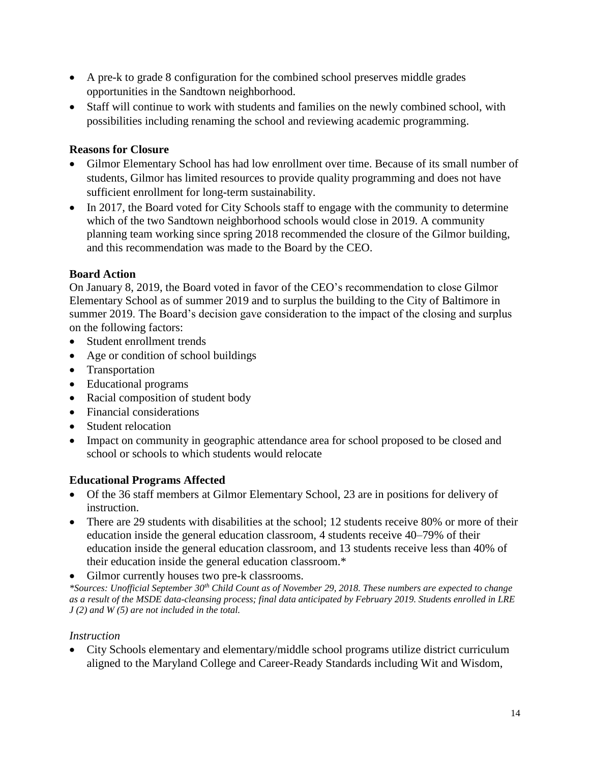- A pre-k to grade 8 configuration for the combined school preserves middle grades opportunities in the Sandtown neighborhood.
- Staff will continue to work with students and families on the newly combined school, with possibilities including renaming the school and reviewing academic programming.

**Reasons for Closure**

- Gilmor Elementary School has had low enrollment over time. Because of its small number of students, Gilmor has limited resources to provide quality programming and does not have sufficient enrollment for long-term sustainability.
- In 2017, the Board voted for City Schools staff to engage with the community to determine which of the two Sandtown neighborhood schools would close in 2019. A community planning team working since spring 2018 recommended the closure of the Gilmor building, and this recommendation was made to the Board by the CEO.

**Board Action**

On January 8, 2019, the Board voted in favor of the CEO's recommendation to close Gilmor Elementary School as of summer 2019 and to surplus the building to the City of Baltimore in summer 2019. The Board's decision gave consideration to the impact of the closing and surplus on the following factors:

- Student enrollment trends
- Age or condition of school buildings
- Transportation
- Educational programs
- Racial composition of student body
- Financial considerations
- Student relocation
- Impact on community in geographic attendance area for school proposed to be closed and school or schools to which students would relocate

**Educational Programs Affected**

- Of the 36 staff members at Gilmor Elementary School, 23 are in positions for delivery of instruction.
- There are 29 students with disabilities at the school; 12 students receive 80% or more of their education inside the general education classroom, 4 students receive 40–79% of their education inside the general education classroom, and 13 students receive less than 40% of their education inside the general education classroom.*
- Gilmor currently houses two pre-k classrooms.

*\*Sources: Unofficial September 30th Child Count as of November 29, 2018. These numbers are expected to change as a result of the MSDE data-cleansing process; final data anticipated by February 2019. Students enrolled in LRE J (2) and W (5) are not included in the total.*

*Instruction*

- City Schools elementary and elementary/middle school programs utilize district curriculum aligned to the Maryland College and Career-Ready Standards including Wit and Wisdom,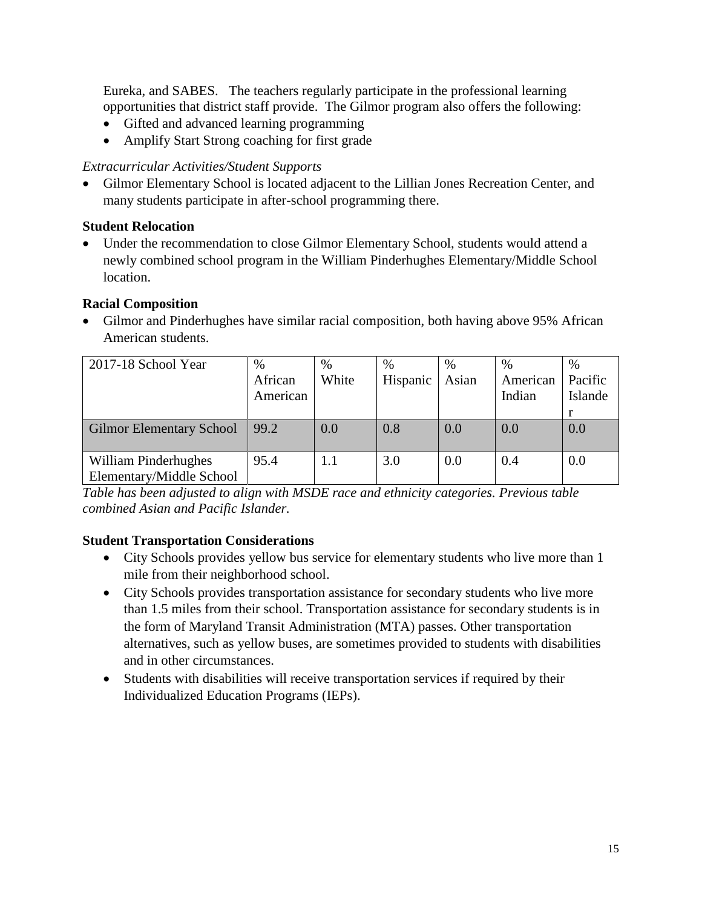Eureka, and SABES.   The teachers regularly participate in the professional learning opportunities that district staff provide.  The Gilmor program also offers the following:

- Gifted and advanced learning programming
- Amplify Start Strong coaching for first grade

*Extracurricular Activities/Student Supports*

- Gilmor Elementary School is located adjacent to the Lillian Jones Recreation Center, and many students participate in after-school programming there.

**Student Relocation**

- Under the recommendation to close Gilmor Elementary School, students would attend a newly combined school program in the William Pinderhughes Elementary/Middle School location.

**Racial Composition**

- Gilmor and Pinderhughes have similar racial composition, both having above 95% African American students.

| 2017-18 School Year | % African American | % White | % Hispanic | % Asian | % American Indian | % Pacific Islander |
|---|---|---|---|---|---|---|
| Gilmor Elementary School | 99.2 | 0.0 | 0.8 | 0.0 | 0.0 | 0.0 |
| William Pinderhughes Elementary/Middle School | 95.4 | 1.1 | 3.0 | 0.0 | 0.4 | 0.0 |

*Table has been adjusted to align with MSDE race and ethnicity categories. Previous table combined Asian and Pacific Islander.*

**Student Transportation Considerations**

- City Schools provides yellow bus service for elementary students who live more than 1 mile from their neighborhood school.
- City Schools provides transportation assistance for secondary students who live more than 1.5 miles from their school. Transportation assistance for secondary students is in the form of Maryland Transit Administration (MTA) passes. Other transportation alternatives, such as yellow buses, are sometimes provided to students with disabilities and in other circumstances.
- Students with disabilities will receive transportation services if required by their Individualized Education Programs (IEPs).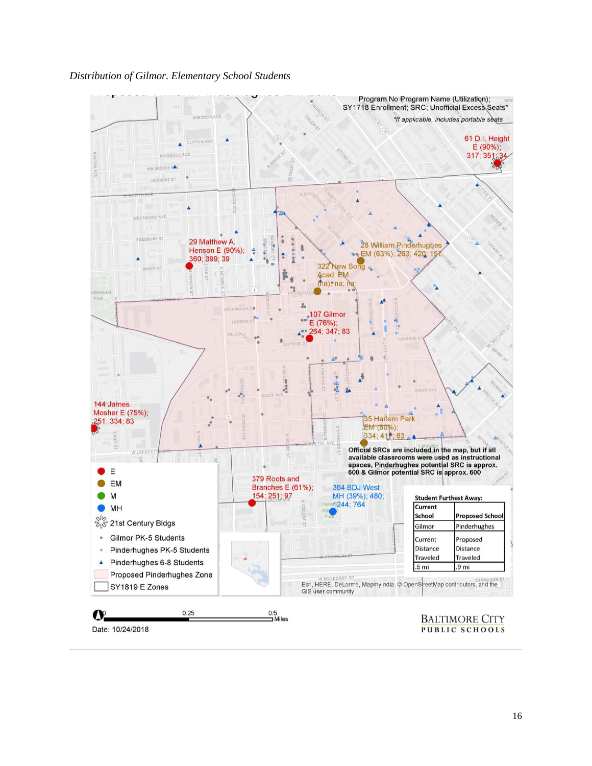*Distribution of Gilmor. Elementary School Students*

Program No Program Name (Utilization); SY1718 Enrollment; SRC; Unofficial Excess Seats*

*If applicable, includes portable seats

61 D.I. Height E (90%); 317; 351; 34

29 Matthew A. Henson E (90%); 360; 399; 39

28 William Pinderhughes EM (63%); 263; 420; 157

322 New Song Acad. EM (na); na; na;

107 Gilmor E (76%); 264; 347; 83

144 James Mosher E (75%); 251; 334; 83

35 Harlem Park EM (80%); 334; 417; 83

379 Roots and Branches E (61%); 154; 251; 97

364 BDJ West MH (39%); 480; 1244; 764

Official SRCs are included in the map, but if all available classrooms were used as instructional spaces, Pinderhughes potential SRC is approx. 600 & Gilmor potential SRC is approx. 600

- E
- EM
- M
- MH
- 21st Century Bldgs
- Gilmor PK-5 Students
- Pinderhughes PK-5 Students
- Pinderhughes 6-8 Students
- Proposed Pinderhughes Zone
- SY1819 E Zones

**Student Furthest Away:**

| Current School | Proposed School |
| --- | --- |
| Gilmor | Pinderhughes |
| Current Distance Traveled | Proposed Distance Traveled |
| .6 mi | .9 mi |

Esri, HERE, DeLorme, MapmyIndia, © OpenStreetMap contributors, and the GIS user community

0 0.25 0.5 Miles

Date: 10/24/2018

Baltimore City Public Schools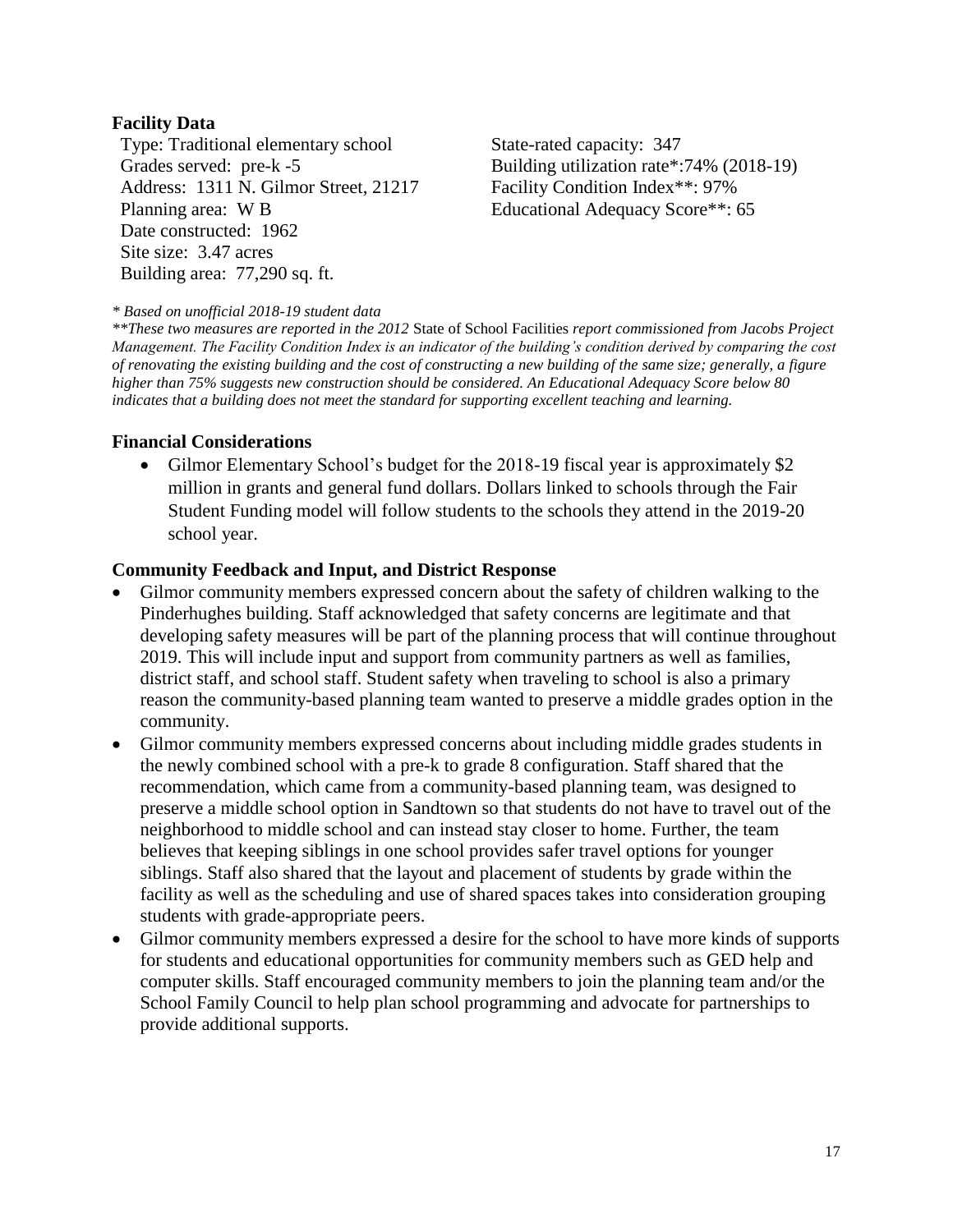**Facility Data**

Type: Traditional elementary school
Grades served: pre-k -5
Address: 1311 N. Gilmor Street, 21217
Planning area: W B
Date constructed: 1962
Site size: 3.47 acres
Building area: 77,290 sq. ft.

State-rated capacity: 347
Building utilization rate*:74% (2018-19)
Facility Condition Index**: 97%
Educational Adequacy Score**: 65

*\* Based on unofficial 2018-19 student data*
*\*\*These two measures are reported in the 2012* State of School Facilities *report commissioned from Jacobs Project Management. The Facility Condition Index is an indicator of the building's condition derived by comparing the cost of renovating the existing building and the cost of constructing a new building of the same size; generally, a figure higher than 75% suggests new construction should be considered. An Educational Adequacy Score below 80 indicates that a building does not meet the standard for supporting excellent teaching and learning.*

**Financial Considerations**

- Gilmor Elementary School's budget for the 2018-19 fiscal year is approximately $2 million in grants and general fund dollars. Dollars linked to schools through the Fair Student Funding model will follow students to the schools they attend in the 2019-20 school year.

**Community Feedback and Input, and District Response**

- Gilmor community members expressed concern about the safety of children walking to the Pinderhughes building. Staff acknowledged that safety concerns are legitimate and that developing safety measures will be part of the planning process that will continue throughout 2019. This will include input and support from community partners as well as families, district staff, and school staff. Student safety when traveling to school is also a primary reason the community-based planning team wanted to preserve a middle grades option in the community.
- Gilmor community members expressed concerns about including middle grades students in the newly combined school with a pre-k to grade 8 configuration. Staff shared that the recommendation, which came from a community-based planning team, was designed to preserve a middle school option in Sandtown so that students do not have to travel out of the neighborhood to middle school and can instead stay closer to home. Further, the team believes that keeping siblings in one school provides safer travel options for younger siblings. Staff also shared that the layout and placement of students by grade within the facility as well as the scheduling and use of shared spaces takes into consideration grouping students with grade-appropriate peers.
- Gilmor community members expressed a desire for the school to have more kinds of supports for students and educational opportunities for community members such as GED help and computer skills. Staff encouraged community members to join the planning team and/or the School Family Council to help plan school programming and advocate for partnerships to provide additional supports.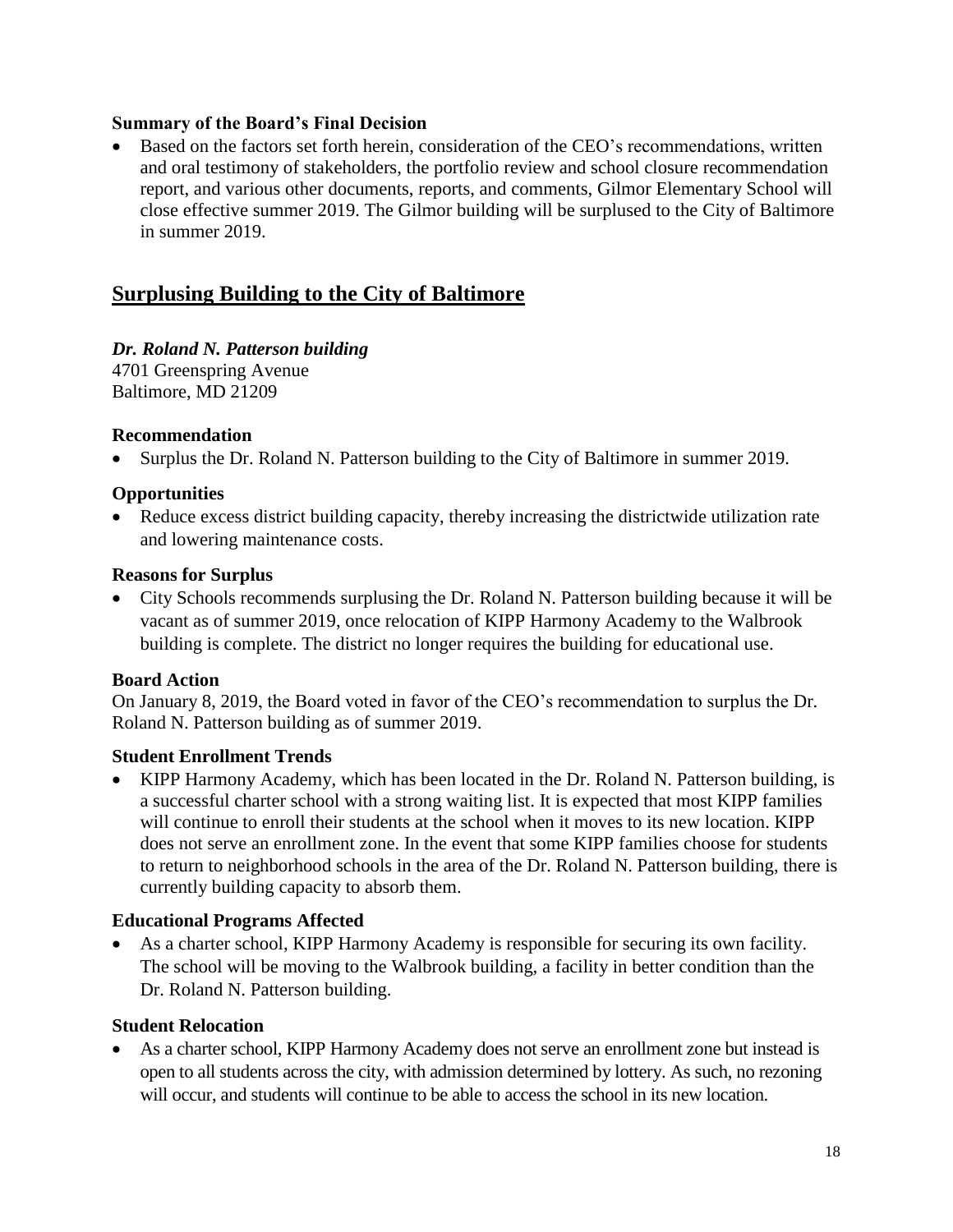**Summary of the Board's Final Decision**

- Based on the factors set forth herein, consideration of the CEO's recommendations, written and oral testimony of stakeholders, the portfolio review and school closure recommendation report, and various other documents, reports, and comments, Gilmor Elementary School will close effective summer 2019. The Gilmor building will be surplused to the City of Baltimore in summer 2019.

## Surplusing Building to the City of Baltimore

***Dr. Roland N. Patterson building***
4701 Greenspring Avenue
Baltimore, MD 21209

**Recommendation**

- Surplus the Dr. Roland N. Patterson building to the City of Baltimore in summer 2019.

**Opportunities**

- Reduce excess district building capacity, thereby increasing the districtwide utilization rate and lowering maintenance costs.

**Reasons for Surplus**

- City Schools recommends surplusing the Dr. Roland N. Patterson building because it will be vacant as of summer 2019, once relocation of KIPP Harmony Academy to the Walbrook building is complete. The district no longer requires the building for educational use.

**Board Action**

On January 8, 2019, the Board voted in favor of the CEO's recommendation to surplus the Dr. Roland N. Patterson building as of summer 2019.

**Student Enrollment Trends**

- KIPP Harmony Academy, which has been located in the Dr. Roland N. Patterson building, is a successful charter school with a strong waiting list. It is expected that most KIPP families will continue to enroll their students at the school when it moves to its new location. KIPP does not serve an enrollment zone. In the event that some KIPP families choose for students to return to neighborhood schools in the area of the Dr. Roland N. Patterson building, there is currently building capacity to absorb them.

**Educational Programs Affected**

- As a charter school, KIPP Harmony Academy is responsible for securing its own facility. The school will be moving to the Walbrook building, a facility in better condition than the Dr. Roland N. Patterson building.

**Student Relocation**

- As a charter school, KIPP Harmony Academy does not serve an enrollment zone but instead is open to all students across the city, with admission determined by lottery. As such, no rezoning will occur, and students will continue to be able to access the school in its new location.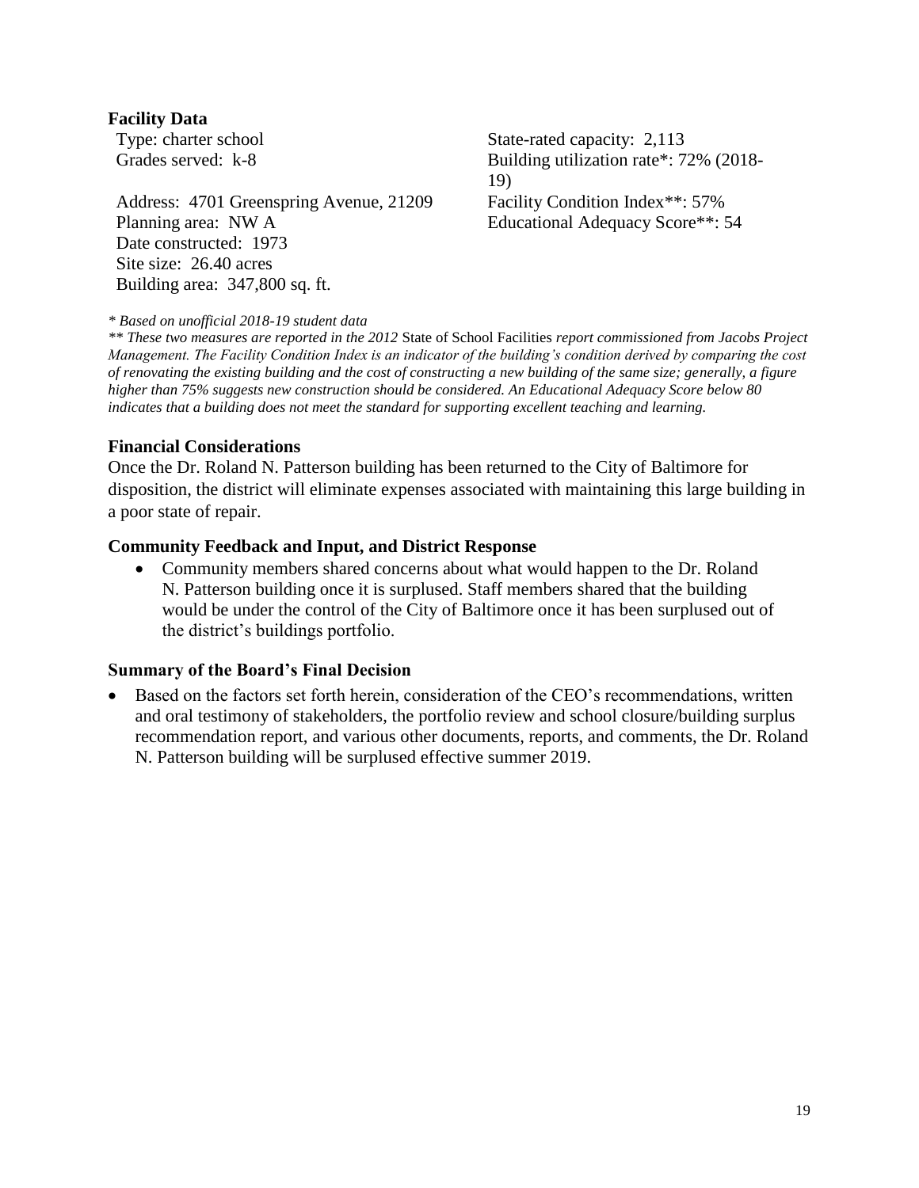**Facility Data**

Type: charter school
Grades served: k-8
Address: 4701 Greenspring Avenue, 21209
Planning area: NW A
Date constructed: 1973
Site size: 26.40 acres
Building area: 347,800 sq. ft.

State-rated capacity: 2,113
Building utilization rate*: 72% (2018-19)
Facility Condition Index**: 57%
Educational Adequacy Score**: 54

*\* Based on unofficial 2018-19 student data*
*\*\* These two measures are reported in the 2012* State of School Facilities *report commissioned from Jacobs Project Management. The Facility Condition Index is an indicator of the building's condition derived by comparing the cost of renovating the existing building and the cost of constructing a new building of the same size; generally, a figure higher than 75% suggests new construction should be considered. An Educational Adequacy Score below 80 indicates that a building does not meet the standard for supporting excellent teaching and learning.*

### Financial Considerations

Once the Dr. Roland N. Patterson building has been returned to the City of Baltimore for disposition, the district will eliminate expenses associated with maintaining this large building in a poor state of repair.

### Community Feedback and Input, and District Response

- Community members shared concerns about what would happen to the Dr. Roland N. Patterson building once it is surplused. Staff members shared that the building would be under the control of the City of Baltimore once it has been surplused out of the district's buildings portfolio.

### Summary of the Board's Final Decision

- Based on the factors set forth herein, consideration of the CEO's recommendations, written and oral testimony of stakeholders, the portfolio review and school closure/building surplus recommendation report, and various other documents, reports, and comments, the Dr. Roland N. Patterson building will be surplused effective summer 2019.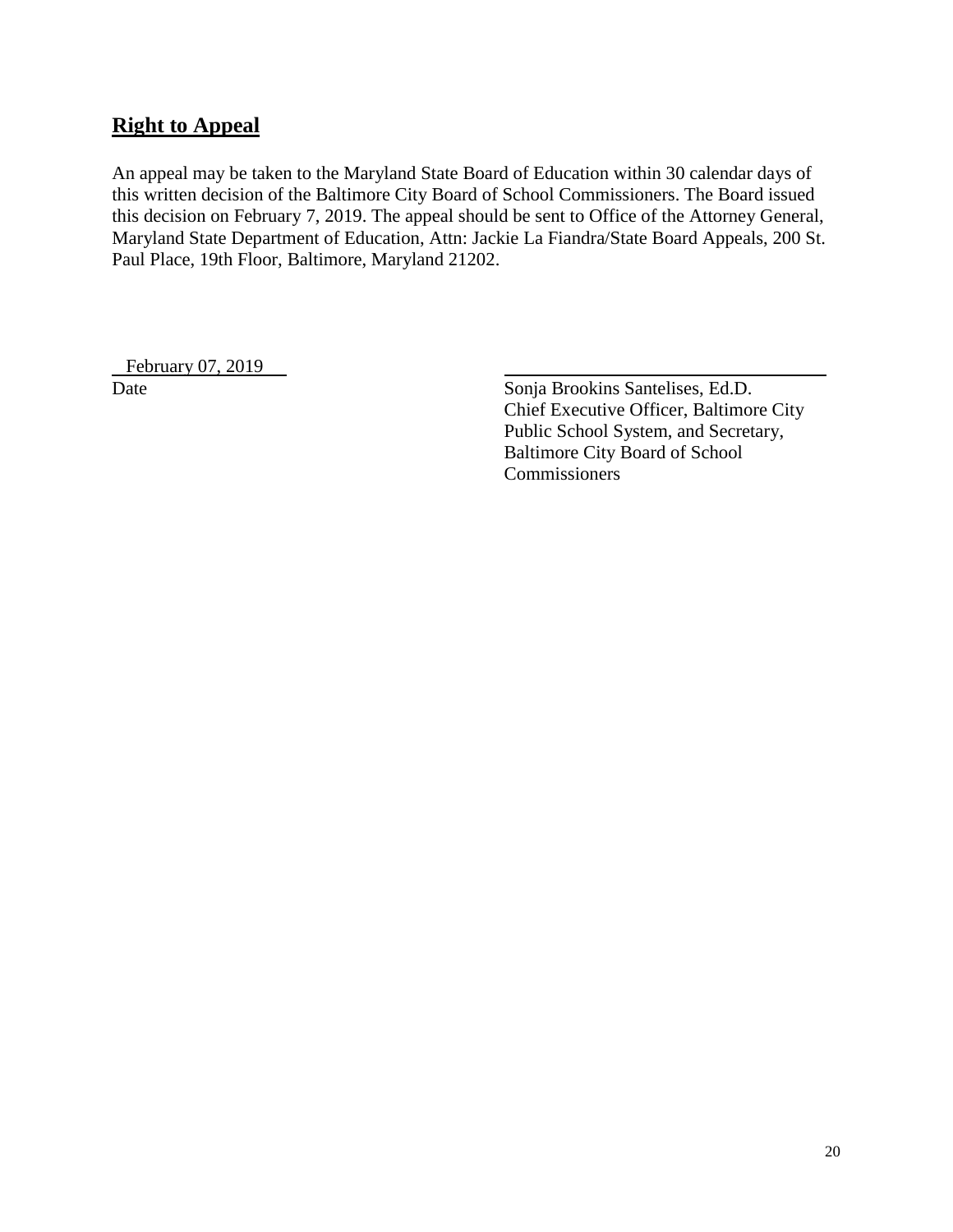## **Right to Appeal**

An appeal may be taken to the Maryland State Board of Education within 30 calendar days of this written decision of the Baltimore City Board of School Commissioners. The Board issued this decision on February 7, 2019. The appeal should be sent to Office of the Attorney General, Maryland State Department of Education, Attn: Jackie La Fiandra/State Board Appeals, 200 St. Paul Place, 19th Floor, Baltimore, Maryland 21202.

February 07, 2019
Date

Sonja Brookins Santelises, Ed.D.
Chief Executive Officer, Baltimore City Public School System, and Secretary, Baltimore City Board of School Commissioners